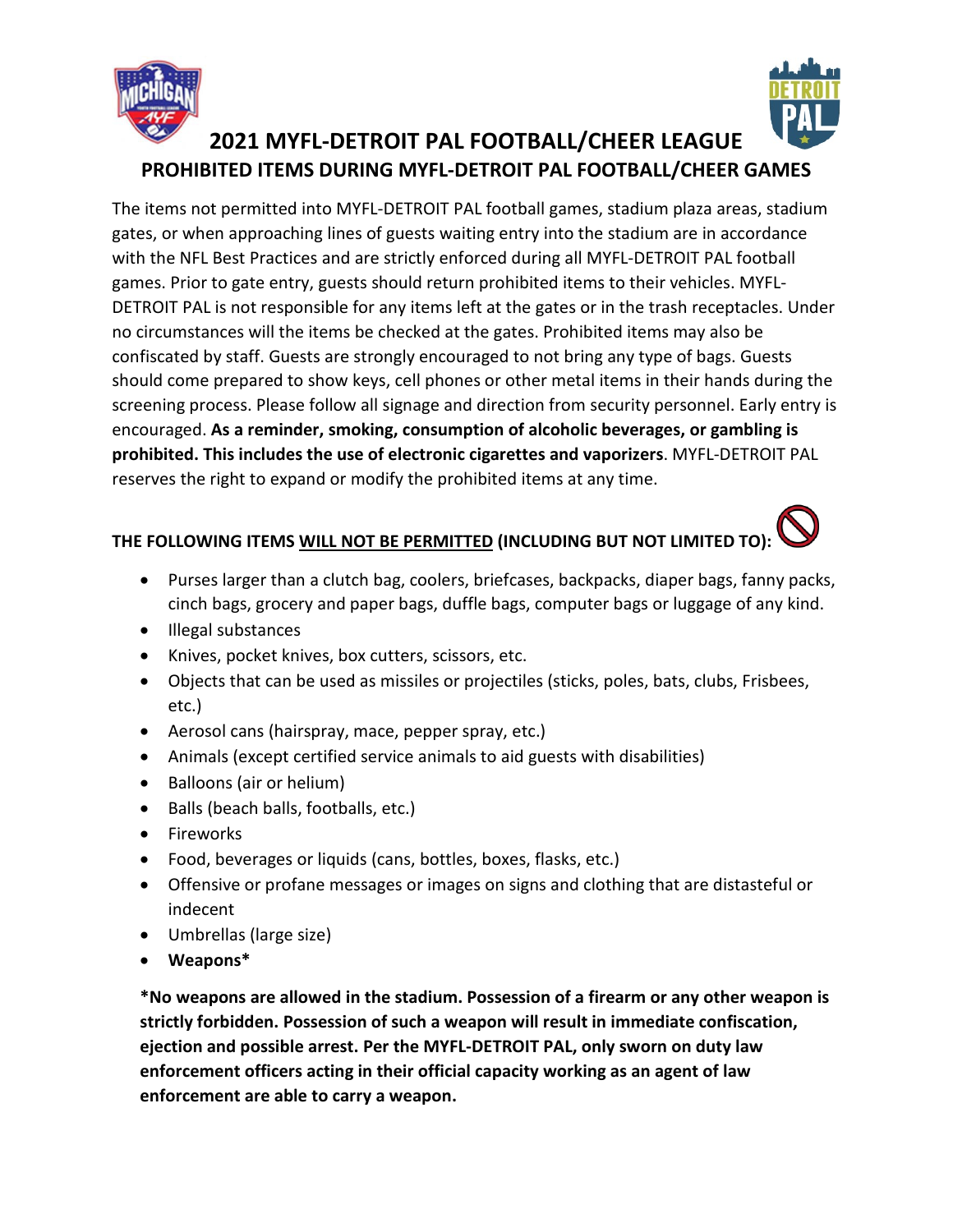# 2021 MYFL-DETROIT PAL FOOTBALL/CHEER LEAGUE

## PROHIBITED ITEMS DURING MYFL-DETROIT PAL FOOTBALL/CHEER GAMES

The items not permitted into MYFL-DETROIT PAL football games, stadium plaza areas, stadium gates, or when approaching lines of guests waiting entry into the stadium are in accordance with the NFL Best Practices and are strictly enforced during all MYFL-DETROIT PAL football games. Prior to gate entry, guests should return prohibited items to their vehicles. MYFL-DETROIT PAL is not responsible for any items left at the gates or in the trash receptacles. Under no circumstances will the items be checked at the gates. Prohibited items may also be confiscated by staff. Guests are strongly encouraged to not bring any type of bags. Guests should come prepared to show keys, cell phones or other metal items in their hands during the screening process. Please follow all signage and direction from security personnel. Early entry is encouraged. **As a reminder, smoking, consumption of alcoholic beverages, or gambling is prohibited. This includes the use of electronic cigarettes and vaporizers**. MYFL-DETROIT PAL reserves the right to expand or modify the prohibited items at any time.

**THE FOLLOWING ITEMS <u>WILL NOT BE PERMITTED</u> (INCLUDING BUT NOT LIMITED TO):**

- Purses larger than a clutch bag, coolers, briefcases, backpacks, diaper bags, fanny packs, cinch bags, grocery and paper bags, duffle bags, computer bags or luggage of any kind.
- Illegal substances
- Knives, pocket knives, box cutters, scissors, etc.
- Objects that can be used as missiles or projectiles (sticks, poles, bats, clubs, Frisbees, etc.)
- Aerosol cans (hairspray, mace, pepper spray, etc.)
- Animals (except certified service animals to aid guests with disabilities)
- Balloons (air or helium)
- Balls (beach balls, footballs, etc.)
- Fireworks
- Food, beverages or liquids (cans, bottles, boxes, flasks, etc.)
- Offensive or profane messages or images on signs and clothing that are distasteful or indecent
- Umbrellas (large size)
- **Weapons***

**\*No weapons are allowed in the stadium. Possession of a firearm or any other weapon is strictly forbidden. Possession of such a weapon will result in immediate confiscation, ejection and possible arrest. Per the MYFL-DETROIT PAL, only sworn on duty law enforcement officers acting in their official capacity working as an agent of law enforcement are able to carry a weapon.**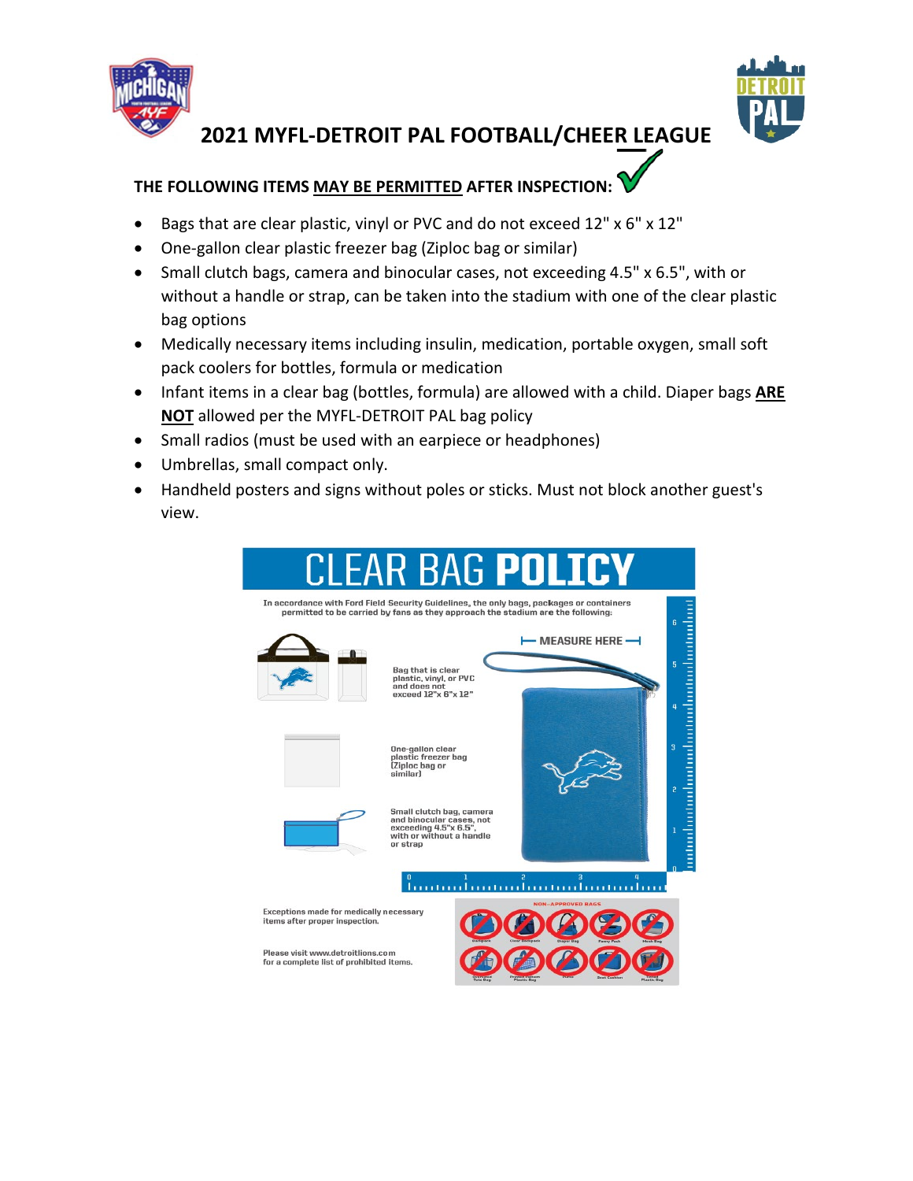# 2021 MYFL-DETROIT PAL FOOTBALL/CHEER LEAGUE

**THE FOLLOWING ITEMS <u>MAY BE PERMITTED</u> AFTER INSPECTION:**

- Bags that are clear plastic, vinyl or PVC and do not exceed 12" x 6" x 12"
- One-gallon clear plastic freezer bag (Ziploc bag or similar)
- Small clutch bags, camera and binocular cases, not exceeding 4.5" x 6.5", with or without a handle or strap, can be taken into the stadium with one of the clear plastic bag options
- Medically necessary items including insulin, medication, portable oxygen, small soft pack coolers for bottles, formula or medication
- Infant items in a clear bag (bottles, formula) are allowed with a child. Diaper bags **<u>ARE NOT</u>** allowed per the MYFL-DETROIT PAL bag policy
- Small radios (must be used with an earpiece or headphones)
- Umbrellas, small compact only.
- Handheld posters and signs without poles or sticks. Must not block another guest's view.

## CLEAR BAG POLICY

In accordance with Ford Field Security Guidelines, the only bags, packages or containers permitted to be carried by fans as they approach the stadium are the following:

MEASURE HERE

Bag that is clear plastic, vinyl, or PVC and does not exceed 12"x 6"x 12"

One-gallon clear plastic freezer bag (Ziploc bag or similar)

Small clutch bag, camera and binocular cases, not exceeding 4.5"x 6.5", with or without a handle or strap

Exceptions made for medically necessary items after proper inspection.

Please visit www.detroitlions.com for a complete list of prohibited items.

NON-APPROVED BAGS